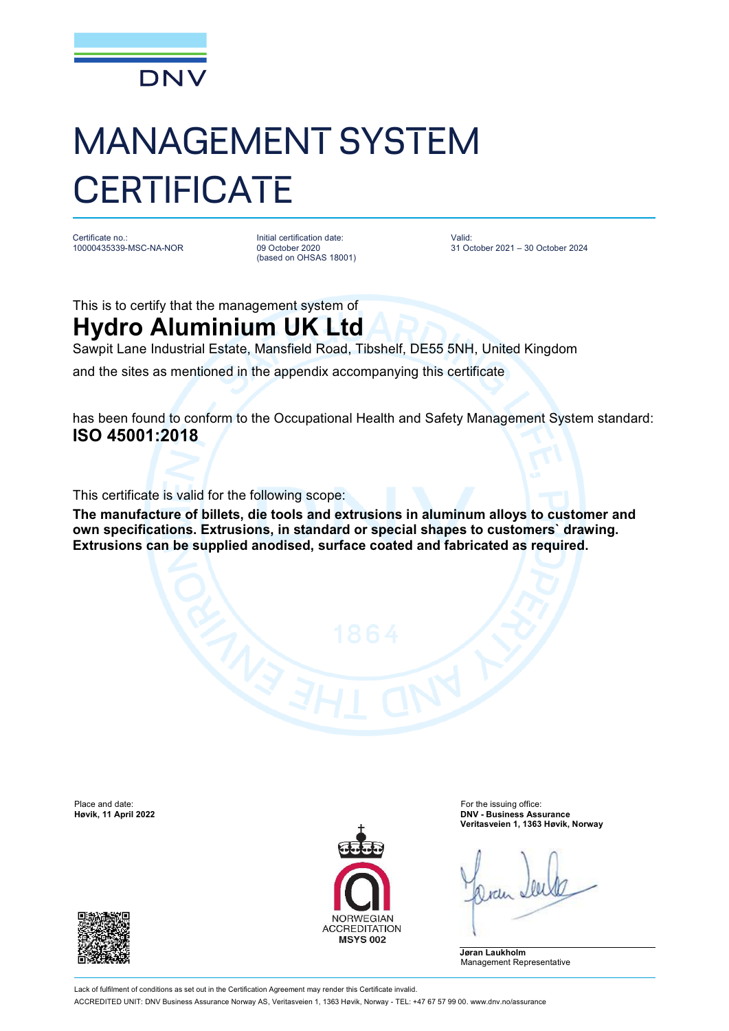DNV

# MANAGEMENT SYSTEM CERTIFICATE

Certificate no.:
10000435339-MSC-NA-NOR

Initial certification date:
09 October 2020
(based on OHSAS 18001)

Valid:
31 October 2021 – 30 October 2024

This is to certify that the management system of

## Hydro Aluminium UK Ltd

Sawpit Lane Industrial Estate, Mansfield Road, Tibshelf, DE55 5NH, United Kingdom

and the sites as mentioned in the appendix accompanying this certificate

has been found to conform to the Occupational Health and Safety Management System standard:

**ISO 45001:2018**

This certificate is valid for the following scope:

**The manufacture of billets, die tools and extrusions in aluminum alloys to customer and own specifications. Extrusions, in standard or special shapes to customers` drawing. Extrusions can be supplied anodised, surface coated and fabricated as required.**

Place and date:
**Høvik, 11 April 2022**

NORWEGIAN ACCREDITATION
**MSYS 002**

For the issuing office:
**DNV - Business Assurance**
**Veritasveien 1, 1363 Høvik, Norway**

**Jøran Laukholm**
Management Representative

Lack of fulfilment of conditions as set out in the Certification Agreement may render this Certificate invalid.

ACCREDITED UNIT: DNV Business Assurance Norway AS, Veritasveien 1, 1363 Høvik, Norway - TEL: +47 67 57 99 00. www.dnv.no/assurance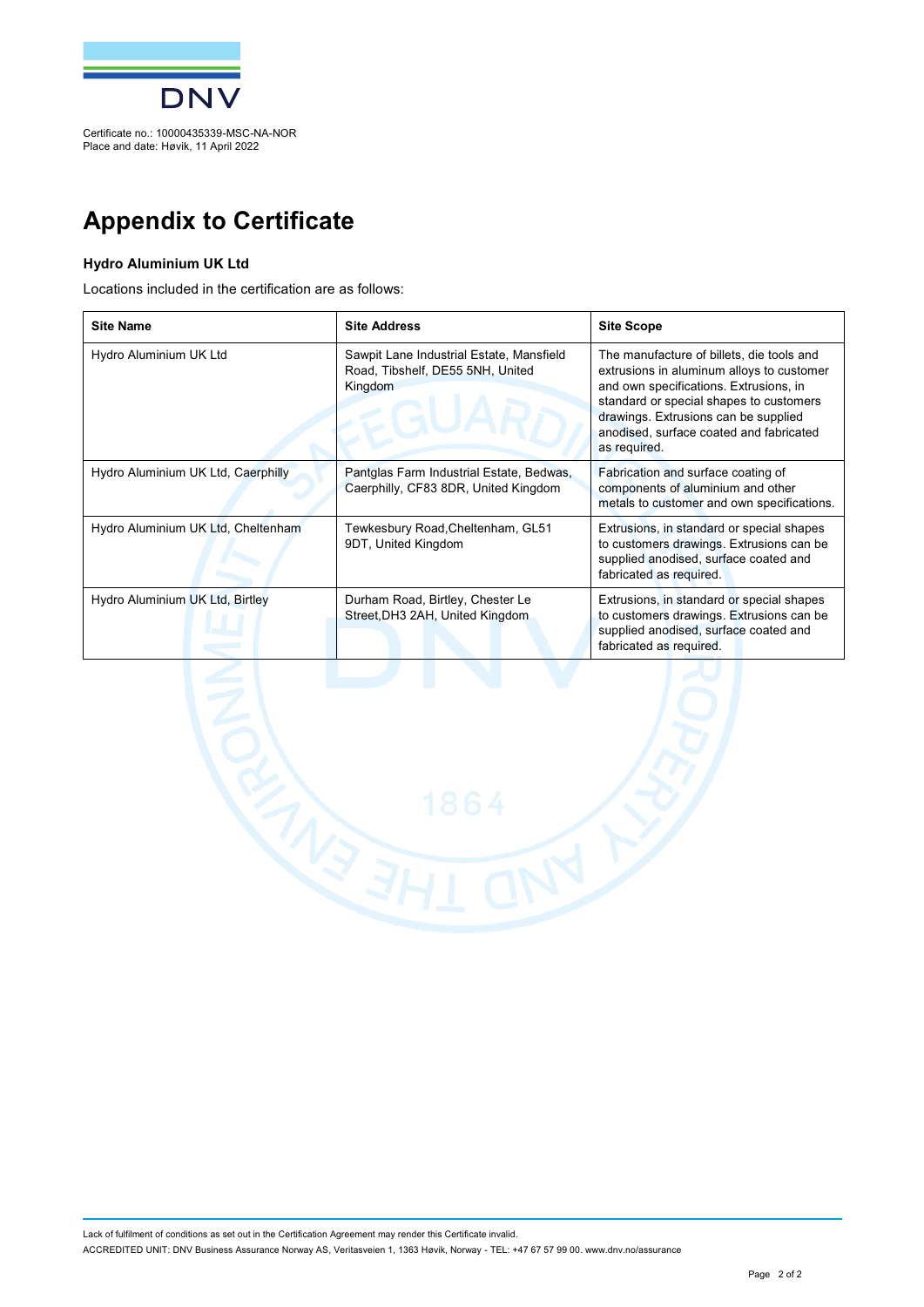Certificate no.: 10000435339-MSC-NA-NOR
Place and date: Høvik, 11 April 2022

# Appendix to Certificate

**Hydro Aluminium UK Ltd**

Locations included in the certification are as follows:

| Site Name | Site Address | Site Scope |
|---|---|---|
| Hydro Aluminium UK Ltd | Sawpit Lane Industrial Estate, Mansfield Road, Tibshelf, DE55 5NH, United Kingdom | The manufacture of billets, die tools and extrusions in aluminum alloys to customer and own specifications. Extrusions, in standard or special shapes to customers drawings. Extrusions can be supplied anodised, surface coated and fabricated as required. |
| Hydro Aluminium UK Ltd, Caerphilly | Pantglas Farm Industrial Estate, Bedwas, Caerphilly, CF83 8DR, United Kingdom | Fabrication and surface coating of components of aluminium and other metals to customer and own specifications. |
| Hydro Aluminium UK Ltd, Cheltenham | Tewkesbury Road,Cheltenham, GL51 9DT, United Kingdom | Extrusions, in standard or special shapes to customers drawings. Extrusions can be supplied anodised, surface coated and fabricated as required. |
| Hydro Aluminium UK Ltd, Birtley | Durham Road, Birtley, Chester Le Street,DH3 2AH, United Kingdom | Extrusions, in standard or special shapes to customers drawings. Extrusions can be supplied anodised, surface coated and fabricated as required. |

Lack of fulfilment of conditions as set out in the Certification Agreement may render this Certificate invalid.

ACCREDITED UNIT: DNV Business Assurance Norway AS, Veritasveien 1, 1363 Høvik, Norway - TEL: +47 67 57 99 00. www.dnv.no/assurance